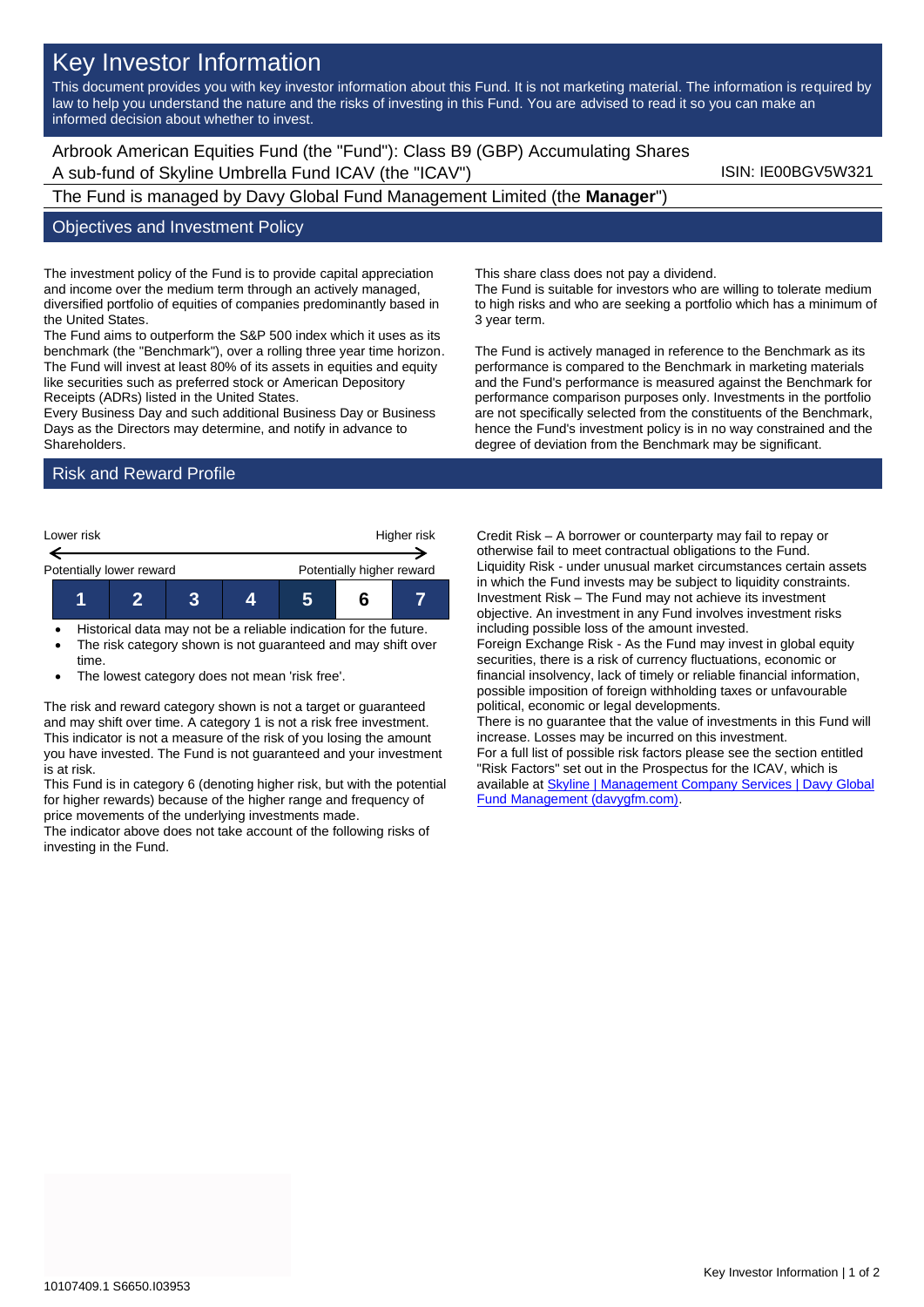# Key Investor Information

This document provides you with key investor information about this Fund. It is not marketing material. The information is required by law to help you understand the nature and the risks of investing in this Fund. You are advised to read it so you can make an informed decision about whether to invest.

Arbrook American Equities Fund (the "Fund"): Class B9 (GBP) Accumulating Shares
A sub-fund of Skyline Umbrella Fund ICAV (the "ICAV")

ISIN: IE00BGV5W321

The Fund is managed by Davy Global Fund Management Limited (the **Manager**")

## Objectives and Investment Policy

The investment policy of the Fund is to provide capital appreciation and income over the medium term through an actively managed, diversified portfolio of equities of companies predominantly based in the United States.

The Fund aims to outperform the S&P 500 index which it uses as its benchmark (the "Benchmark"), over a rolling three year time horizon.

The Fund will invest at least 80% of its assets in equities and equity like securities such as preferred stock or American Depository Receipts (ADRs) listed in the United States.

Every Business Day and such additional Business Day or Business Days as the Directors may determine, and notify in advance to Shareholders.

This share class does not pay a dividend.

The Fund is suitable for investors who are willing to tolerate medium to high risks and who are seeking a portfolio which has a minimum of 3 year term.

The Fund is actively managed in reference to the Benchmark as its performance is compared to the Benchmark in marketing materials and the Fund's performance is measured against the Benchmark for performance comparison purposes only. Investments in the portfolio are not specifically selected from the constituents of the Benchmark, hence the Fund's investment policy is in no way constrained and the degree of deviation from the Benchmark may be significant.

## Risk and Reward Profile

| Lower risk | | | | | | Higher risk |
|---|---|---|---|---|---|---|
| Potentially lower reward | | | | | | Potentially higher reward |
| 1 | 2 | 3 | 4 | 5 | **6** | 7 |

- Historical data may not be a reliable indication for the future.
- The risk category shown is not guaranteed and may shift over time.
- The lowest category does not mean 'risk free'.

The risk and reward category shown is not a target or guaranteed and may shift over time. A category 1 is not a risk free investment. This indicator is not a measure of the risk of you losing the amount you have invested. The Fund is not guaranteed and your investment is at risk.

This Fund is in category 6 (denoting higher risk, but with the potential for higher rewards) because of the higher range and frequency of price movements of the underlying investments made.

The indicator above does not take account of the following risks of investing in the Fund.

Credit Risk – A borrower or counterparty may fail to repay or otherwise fail to meet contractual obligations to the Fund.

Liquidity Risk - under unusual market circumstances certain assets in which the Fund invests may be subject to liquidity constraints.

Investment Risk – The Fund may not achieve its investment objective. An investment in any Fund involves investment risks including possible loss of the amount invested.

Foreign Exchange Risk - As the Fund may invest in global equity securities, there is a risk of currency fluctuations, economic or financial insolvency, lack of timely or reliable financial information, possible imposition of foreign withholding taxes or unfavourable political, economic or legal developments.

There is no guarantee that the value of investments in this Fund will increase. Losses may be incurred on this investment.

For a full list of possible risk factors please see the section entitled "Risk Factors" set out in the Prospectus for the ICAV, which is available at [Skyline | Management Company Services | Davy Global Fund Management (davygfm.com)](davygfm.com).

10107409.1 S6650.I03953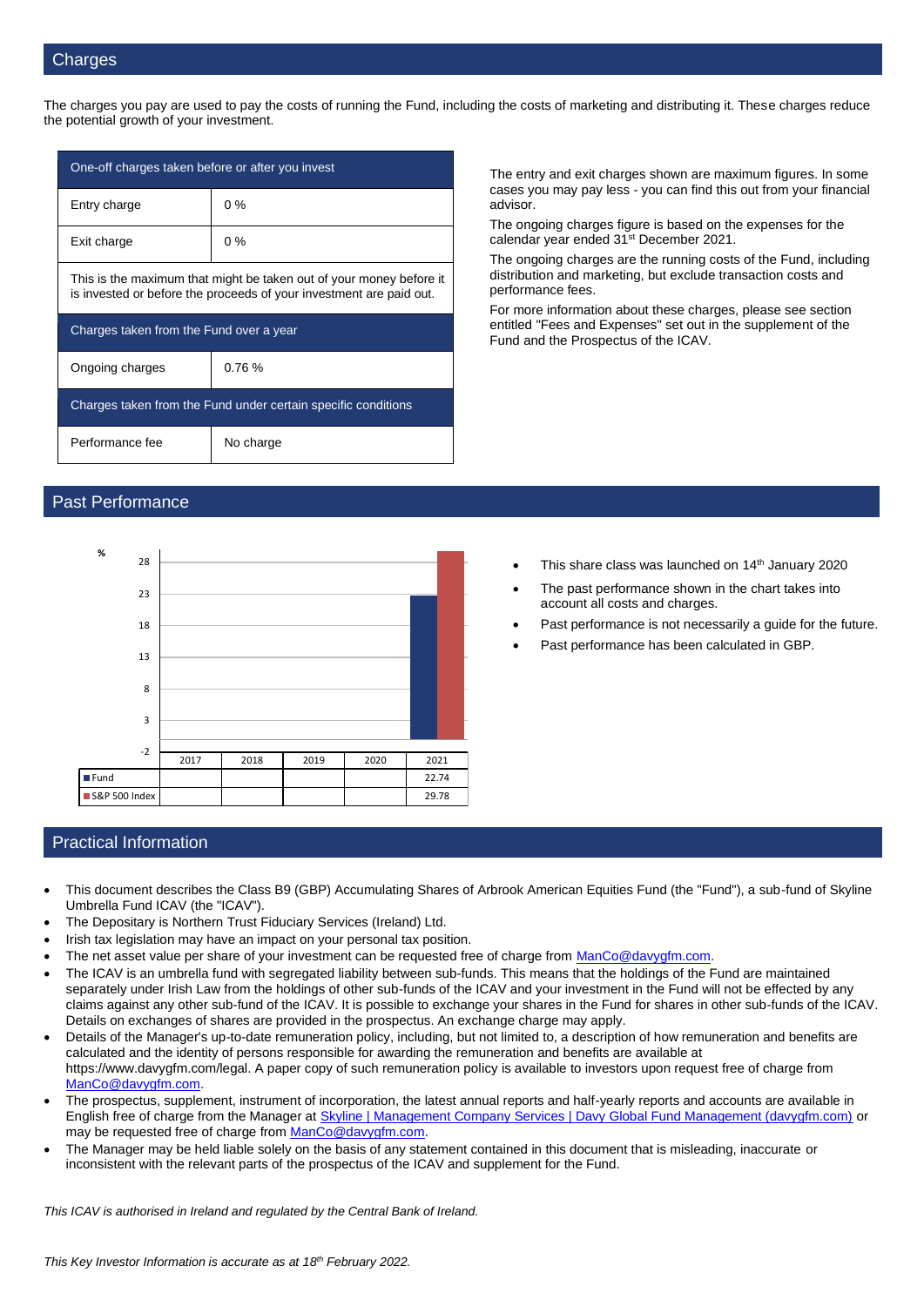## Charges

The charges you pay are used to pay the costs of running the Fund, including the costs of marketing and distributing it. These charges reduce the potential growth of your investment.

| One-off charges taken before or after you invest | |
|---|---|
| Entry charge | 0 % |
| Exit charge | 0 % |
| This is the maximum that might be taken out of your money before it is invested or before the proceeds of your investment are paid out. | |
| **Charges taken from the Fund over a year** | |
| Ongoing charges | 0.76 % |
| **Charges taken from the Fund under certain specific conditions** | |
| Performance fee | No charge |

The entry and exit charges shown are maximum figures. In some cases you may pay less - you can find this out from your financial advisor.

The ongoing charges figure is based on the expenses for the calendar year ended 31st December 2021.

The ongoing charges are the running costs of the Fund, including distribution and marketing, but exclude transaction costs and performance fees.

For more information about these charges, please see section entitled "Fees and Expenses" set out in the supplement of the Fund and the Prospectus of the ICAV.

## Past Performance

%

28

23

18

13

8

3

-2

2017 2018 2019 2020 2021

Fund 22.74

S&P 500 Index 29.78

- This share class was launched on 14th January 2020
- The past performance shown in the chart takes into account all costs and charges.
- Past performance is not necessarily a guide for the future.
- Past performance has been calculated in GBP.

## Practical Information

- This document describes the Class B9 (GBP) Accumulating Shares of Arbrook American Equities Fund (the "Fund"), a sub-fund of Skyline Umbrella Fund ICAV (the "ICAV").
- The Depositary is Northern Trust Fiduciary Services (Ireland) Ltd.
- Irish tax legislation may have an impact on your personal tax position.
- The net asset value per share of your investment can be requested free of charge from ManCo@davygfm.com.
- The ICAV is an umbrella fund with segregated liability between sub-funds. This means that the holdings of the Fund are maintained separately under Irish Law from the holdings of other sub-funds of the ICAV and your investment in the Fund will not be effected by any claims against any other sub-fund of the ICAV. It is possible to exchange your shares in the Fund for shares in other sub-funds of the ICAV. Details on exchanges of shares are provided in the prospectus. An exchange charge may apply.
- Details of the Manager's up-to-date remuneration policy, including, but not limited to, a description of how remuneration and benefits are calculated and the identity of persons responsible for awarding the remuneration and benefits are available at https://www.davygfm.com/legal. A paper copy of such remuneration policy is available to investors upon request free of charge from ManCo@davygfm.com.
- The prospectus, supplement, instrument of incorporation, the latest annual reports and half-yearly reports and accounts are available in English free of charge from the Manager at Skyline | Management Company Services | Davy Global Fund Management (davygfm.com) or may be requested free of charge from ManCo@davygfm.com.
- The Manager may be held liable solely on the basis of any statement contained in this document that is misleading, inaccurate or inconsistent with the relevant parts of the prospectus of the ICAV and supplement for the Fund.

*This ICAV is authorised in Ireland and regulated by the Central Bank of Ireland.*

*This Key Investor Information is accurate as at 18th February 2022.*